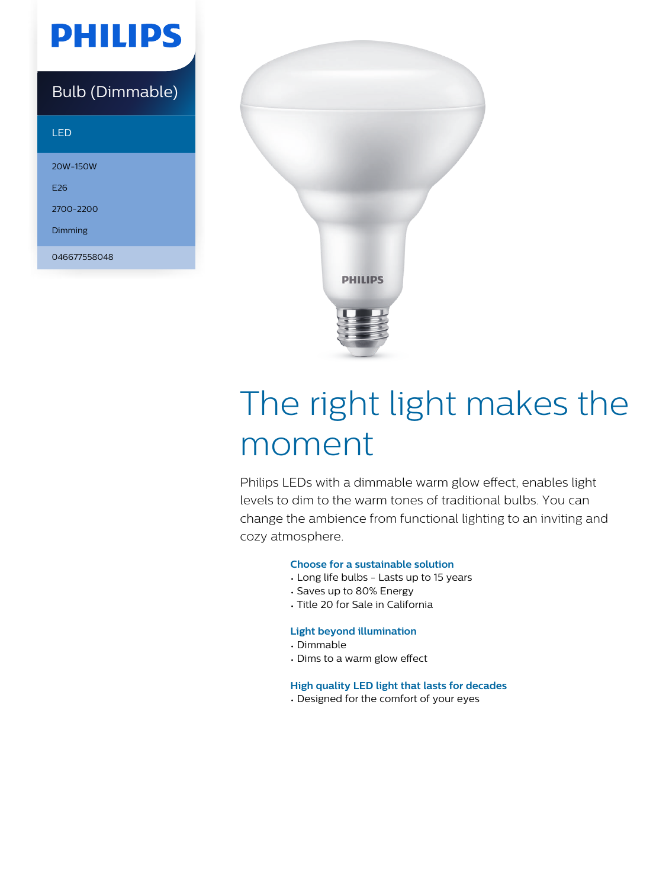PHILIPS

Bulb (Dimmable)

LED

20W-150W

E26

2700-2200

Dimming

046677558048

# The right light makes the moment

Philips LEDs with a dimmable warm glow effect, enables light levels to dim to the warm tones of traditional bulbs. You can change the ambience from functional lighting to an inviting and cozy atmosphere.

### Choose for a sustainable solution

- Long life bulbs - Lasts up to 15 years
- Saves up to 80% Energy
- Title 20 for Sale in California

### Light beyond illumination

- Dimmable
- Dims to a warm glow effect

### High quality LED light that lasts for decades

- Designed for the comfort of your eyes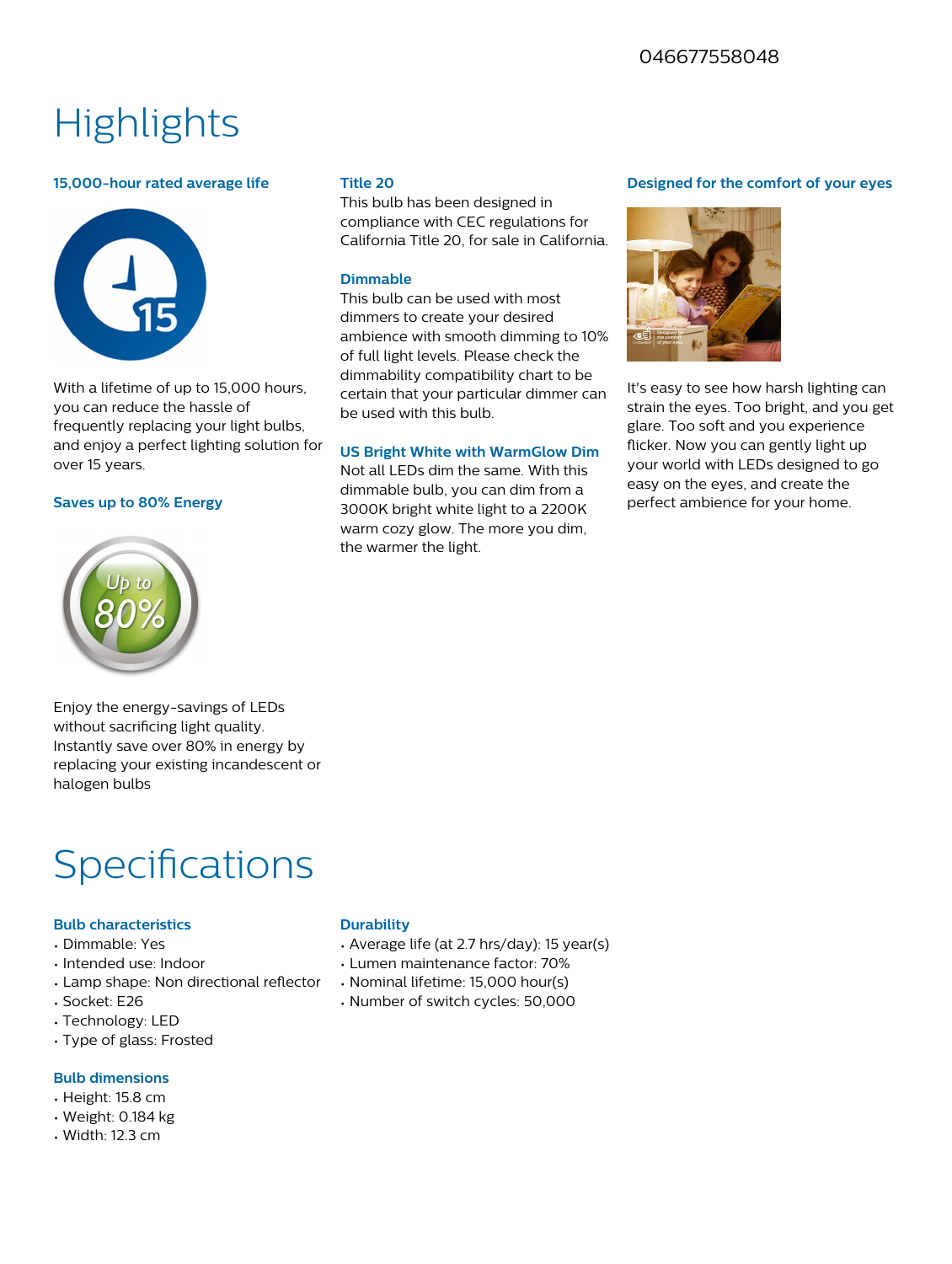046677558048

# Highlights

### 15,000-hour rated average life

With a lifetime of up to 15,000 hours, you can reduce the hassle of frequently replacing your light bulbs, and enjoy a perfect lighting solution for over 15 years.

### Saves up to 80% Energy

Enjoy the energy-savings of LEDs without sacrificing light quality. Instantly save over 80% in energy by replacing your existing incandescent or halogen bulbs

### Title 20

This bulb has been designed in compliance with CEC regulations for California Title 20, for sale in California.

### Dimmable

This bulb can be used with most dimmers to create your desired ambience with smooth dimming to 10% of full light levels. Please check the dimmability compatibility chart to be certain that your particular dimmer can be used with this bulb.

### US Bright White with WarmGlow Dim

Not all LEDs dim the same. With this dimmable bulb, you can dim from a 3000K bright white light to a 2200K warm cozy glow. The more you dim, the warmer the light.

### Designed for the comfort of your eyes

It's easy to see how harsh lighting can strain the eyes. Too bright, and you get glare. Too soft and you experience flicker. Now you can gently light up your world with LEDs designed to go easy on the eyes, and create the perfect ambience for your home.

# Specifications

### Bulb characteristics

- Dimmable: Yes
- Intended use: Indoor
- Lamp shape: Non directional reflector
- Socket: E26
- Technology: LED
- Type of glass: Frosted

### Bulb dimensions

- Height: 15.8 cm
- Weight: 0.184 kg
- Width: 12.3 cm

### Durability

- Average life (at 2.7 hrs/day): 15 year(s)
- Lumen maintenance factor: 70%
- Nominal lifetime: 15,000 hour(s)
- Number of switch cycles: 50,000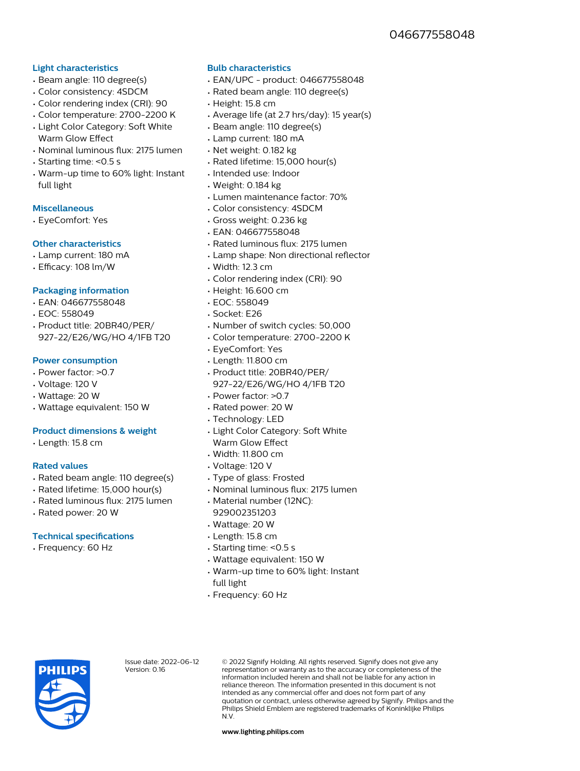046677558048

## Light characteristics

- Beam angle: 110 degree(s)
- Color consistency: 4SDCM
- Color rendering index (CRI): 90
- Color temperature: 2700-2200 K
- Light Color Category: Soft White Warm Glow Effect
- Nominal luminous flux: 2175 lumen
- Starting time: <0.5 s
- Warm-up time to 60% light: Instant full light

## Miscellaneous

- EyeComfort: Yes

## Other characteristics

- Lamp current: 180 mA
- Efficacy: 108 lm/W

## Packaging information

- EAN: 046677558048
- EOC: 558049
- Product title: 20BR40/PER/ 927-22/E26/WG/HO 4/1FB T20

## Power consumption

- Power factor: >0.7
- Voltage: 120 V
- Wattage: 20 W
- Wattage equivalent: 150 W

## Product dimensions & weight

- Length: 15.8 cm

## Rated values

- Rated beam angle: 110 degree(s)
- Rated lifetime: 15,000 hour(s)
- Rated luminous flux: 2175 lumen
- Rated power: 20 W

## Technical specifications

- Frequency: 60 Hz

## Bulb characteristics

- EAN/UPC - product: 046677558048
- Rated beam angle: 110 degree(s)
- Height: 15.8 cm
- Average life (at 2.7 hrs/day): 15 year(s)
- Beam angle: 110 degree(s)
- Lamp current: 180 mA
- Net weight: 0.182 kg
- Rated lifetime: 15,000 hour(s)
- Intended use: Indoor
- Weight: 0.184 kg
- Lumen maintenance factor: 70%
- Color consistency: 4SDCM
- Gross weight: 0.236 kg
- EAN: 046677558048
- Rated luminous flux: 2175 lumen
- Lamp shape: Non directional reflector
- Width: 12.3 cm
- Color rendering index (CRI): 90
- Height: 16.600 cm
- EOC: 558049
- Socket: E26
- Number of switch cycles: 50,000
- Color temperature: 2700-2200 K
- EyeComfort: Yes
- Length: 11.800 cm
- Product title: 20BR40/PER/ 927-22/E26/WG/HO 4/1FB T20
- Power factor: >0.7
- Rated power: 20 W
- Technology: LED
- Light Color Category: Soft White Warm Glow Effect
- Width: 11.800 cm
- Voltage: 120 V
- Type of glass: Frosted
- Nominal luminous flux: 2175 lumen
- Material number (12NC): 929002351203
- Wattage: 20 W
- Length: 15.8 cm
- Starting time: <0.5 s
- Wattage equivalent: 150 W
- Warm-up time to 60% light: Instant full light
- Frequency: 60 Hz

PHILIPS

Issue date: 2022-06-12
Version: 0.16

© 2022 Signify Holding. All rights reserved. Signify does not give any representation or warranty as to the accuracy or completeness of the information included herein and shall not be liable for any action in reliance thereon. The information presented in this document is not intended as any commercial offer and does not form part of any quotation or contract, unless otherwise agreed by Signify. Philips and the Philips Shield Emblem are registered trademarks of Koninklijke Philips N.V.

**www.lighting.philips.com**